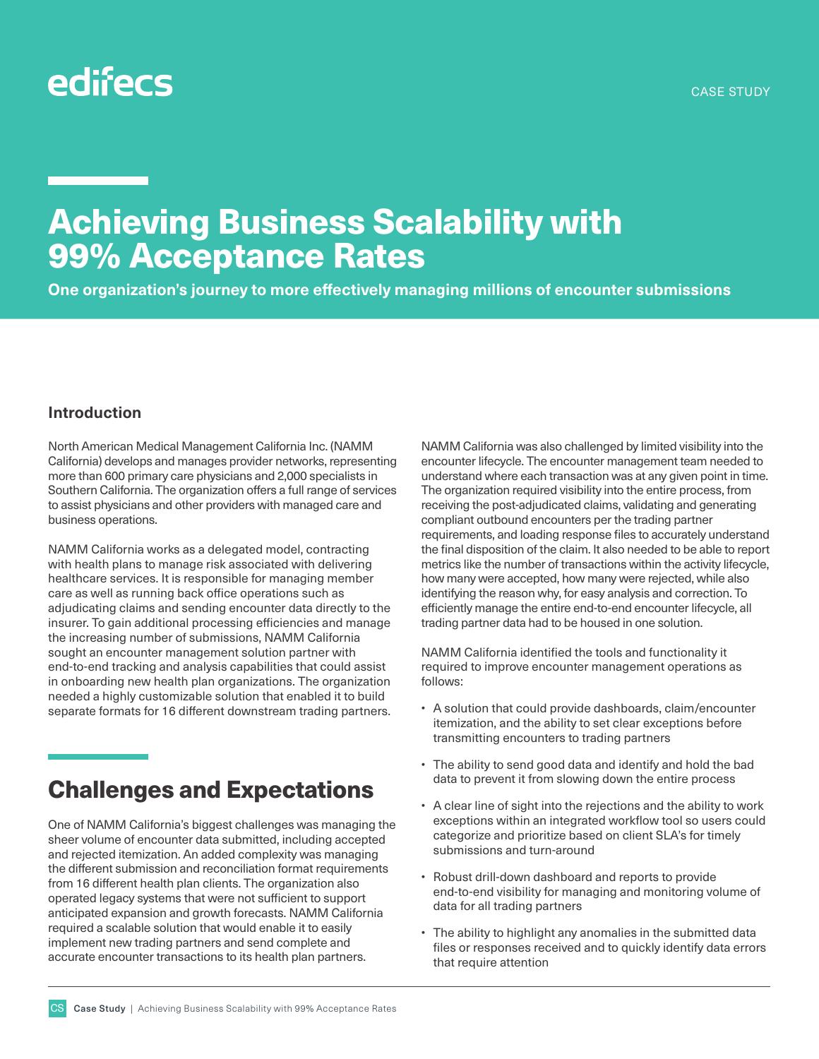edifecs

CASE STUDY

# Achieving Business Scalability with 99% Acceptance Rates

**One organization's journey to more effectively managing millions of encounter submissions**

### Introduction

North American Medical Management California Inc. (NAMM California) develops and manages provider networks, representing more than 600 primary care physicians and 2,000 specialists in Southern California. The organization offers a full range of services to assist physicians and other providers with managed care and business operations.

NAMM California works as a delegated model, contracting with health plans to manage risk associated with delivering healthcare services. It is responsible for managing member care as well as running back office operations such as adjudicating claims and sending encounter data directly to the insurer. To gain additional processing efficiencies and manage the increasing number of submissions, NAMM California sought an encounter management solution partner with end-to-end tracking and analysis capabilities that could assist in onboarding new health plan organizations. The organization needed a highly customizable solution that enabled it to build separate formats for 16 different downstream trading partners.

## Challenges and Expectations

One of NAMM California's biggest challenges was managing the sheer volume of encounter data submitted, including accepted and rejected itemization. An added complexity was managing the different submission and reconciliation format requirements from 16 different health plan clients. The organization also operated legacy systems that were not sufficient to support anticipated expansion and growth forecasts. NAMM California required a scalable solution that would enable it to easily implement new trading partners and send complete and accurate encounter transactions to its health plan partners.

NAMM California was also challenged by limited visibility into the encounter lifecycle. The encounter management team needed to understand where each transaction was at any given point in time. The organization required visibility into the entire process, from receiving the post-adjudicated claims, validating and generating compliant outbound encounters per the trading partner requirements, and loading response files to accurately understand the final disposition of the claim. It also needed to be able to report metrics like the number of transactions within the activity lifecycle, how many were accepted, how many were rejected, while also identifying the reason why, for easy analysis and correction. To efficiently manage the entire end-to-end encounter lifecycle, all trading partner data had to be housed in one solution.

NAMM California identified the tools and functionality it required to improve encounter management operations as follows:

- A solution that could provide dashboards, claim/encounter itemization, and the ability to set clear exceptions before transmitting encounters to trading partners
- The ability to send good data and identify and hold the bad data to prevent it from slowing down the entire process
- A clear line of sight into the rejections and the ability to work exceptions within an integrated workflow tool so users could categorize and prioritize based on client SLA's for timely submissions and turn-around
- Robust drill-down dashboard and reports to provide end-to-end visibility for managing and monitoring volume of data for all trading partners
- The ability to highlight any anomalies in the submitted data files or responses received and to quickly identify data errors that require attention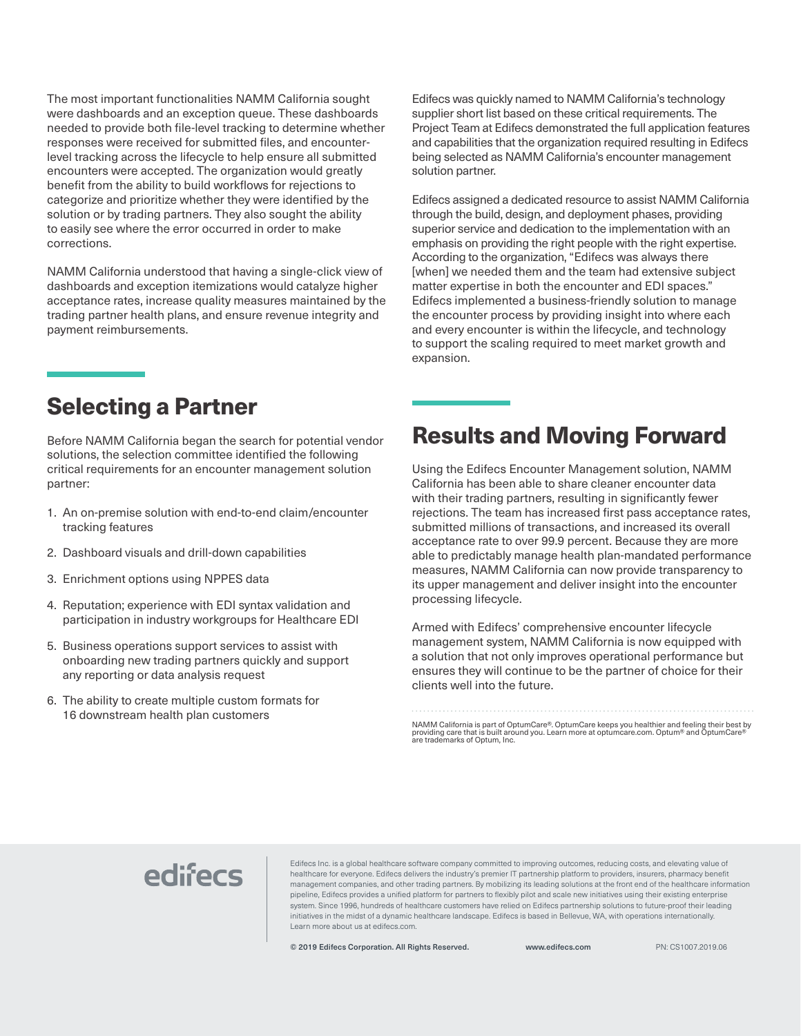The most important functionalities NAMM California sought were dashboards and an exception queue. These dashboards needed to provide both file-level tracking to determine whether responses were received for submitted files, and encounter-level tracking across the lifecycle to help ensure all submitted encounters were accepted. The organization would greatly benefit from the ability to build workflows for rejections to categorize and prioritize whether they were identified by the solution or by trading partners. They also sought the ability to easily see where the error occurred in order to make corrections.

NAMM California understood that having a single-click view of dashboards and exception itemizations would catalyze higher acceptance rates, increase quality measures maintained by the trading partner health plans, and ensure revenue integrity and payment reimbursements.

## Selecting a Partner

Before NAMM California began the search for potential vendor solutions, the selection committee identified the following critical requirements for an encounter management solution partner:

1. An on-premise solution with end-to-end claim/encounter tracking features
2. Dashboard visuals and drill-down capabilities
3. Enrichment options using NPPES data
4. Reputation; experience with EDI syntax validation and participation in industry workgroups for Healthcare EDI
5. Business operations support services to assist with onboarding new trading partners quickly and support any reporting or data analysis request
6. The ability to create multiple custom formats for 16 downstream health plan customers

Edifecs was quickly named to NAMM California's technology supplier short list based on these critical requirements. The Project Team at Edifecs demonstrated the full application features and capabilities that the organization required resulting in Edifecs being selected as NAMM California's encounter management solution partner.

Edifecs assigned a dedicated resource to assist NAMM California through the build, design, and deployment phases, providing superior service and dedication to the implementation with an emphasis on providing the right people with the right expertise. According to the organization, "Edifecs was always there [when] we needed them and the team had extensive subject matter expertise in both the encounter and EDI spaces." Edifecs implemented a business-friendly solution to manage the encounter process by providing insight into where each and every encounter is within the lifecycle, and technology to support the scaling required to meet market growth and expansion.

## Results and Moving Forward

Using the Edifecs Encounter Management solution, NAMM California has been able to share cleaner encounter data with their trading partners, resulting in significantly fewer rejections. The team has increased first pass acceptance rates, submitted millions of transactions, and increased its overall acceptance rate to over 99.9 percent. Because they are more able to predictably manage health plan-mandated performance measures, NAMM California can now provide transparency to its upper management and deliver insight into the encounter processing lifecycle.

Armed with Edifecs' comprehensive encounter lifecycle management system, NAMM California is now equipped with a solution that not only improves operational performance but ensures they will continue to be the partner of choice for their clients well into the future.

NAMM California is part of OptumCare®. OptumCare keeps you healthier and feeling their best by providing care that is built around you. Learn more at optumcare.com. Optum® and OptumCare® are trademarks of Optum, Inc.

edifecs

Edifecs Inc. is a global healthcare software company committed to improving outcomes, reducing costs, and elevating value of healthcare for everyone. Edifecs delivers the industry's premier IT partnership platform to providers, insurers, pharmacy benefit management companies, and other trading partners. By mobilizing its leading solutions at the front end of the healthcare information pipeline, Edifecs provides a unified platform for partners to flexibly pilot and scale new initiatives using their existing enterprise system. Since 1996, hundreds of healthcare customers have relied on Edifecs partnership solutions to future-proof their leading initiatives in the midst of a dynamic healthcare landscape. Edifecs is based in Bellevue, WA, with operations internationally. Learn more about us at edifecs.com.

**© 2019 Edifecs Corporation. All Rights Reserved.** **www.edifecs.com** PN: CS1007.2019.06